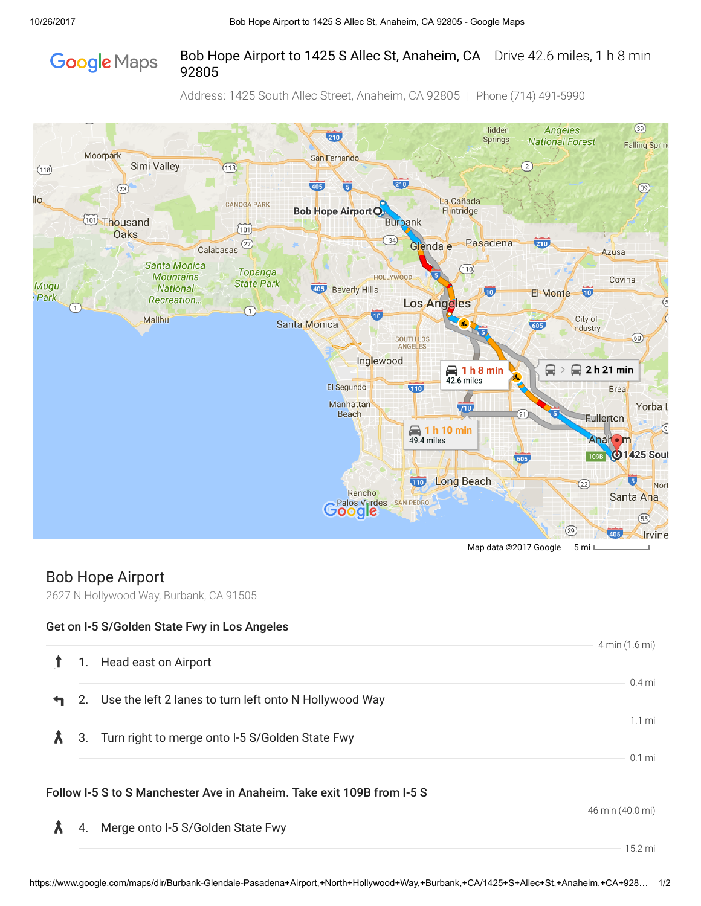# Bob Hope Airport to 1425 S Allec St, Anaheim, CA 92805

Drive 42.6 miles, 1 h 8 min

Address: 1425 South Allec Street, Anaheim, CA 92805 | Phone (714) 491-5990

Map data ©2017 Google 5 mi

## Bob Hope Airport

2627 N Hollywood Way, Burbank, CA 91505

### Get on I-5 S/Golden State Fwy in Los Angeles

4 min (1.6 mi)

1. Head east on Airport

   0.4 mi

2. Use the left 2 lanes to turn left onto N Hollywood Way

   1.1 mi

3. Turn right to merge onto I-5 S/Golden State Fwy

   0.1 mi

### Follow I-5 S to S Manchester Ave in Anaheim. Take exit 109B from I-5 S

46 min (40.0 mi)

4. Merge onto I-5 S/Golden State Fwy

   15.2 mi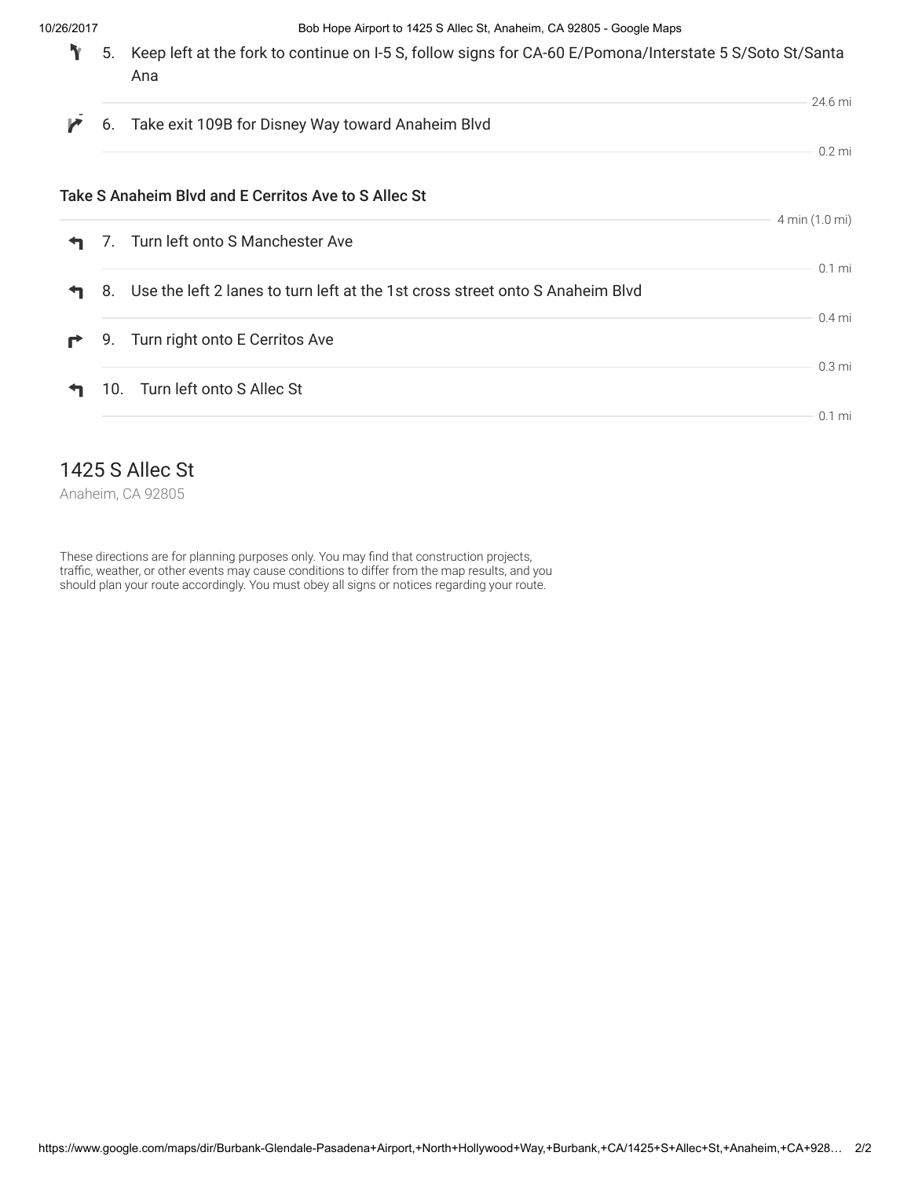5. Keep left at the fork to continue on I-5 S, follow signs for CA-60 E/Pomona/Interstate 5 S/Soto St/Santa Ana

24.6 mi

6. Take exit 109B for Disney Way toward Anaheim Blvd

0.2 mi

### Take S Anaheim Blvd and E Cerritos Ave to S Allec St

4 min (1.0 mi)

7. Turn left onto S Manchester Ave

0.1 mi

8. Use the left 2 lanes to turn left at the 1st cross street onto S Anaheim Blvd

0.4 mi

9. Turn right onto E Cerritos Ave

0.3 mi

10. Turn left onto S Allec St

0.1 mi

## 1425 S Allec St

Anaheim, CA 92805

These directions are for planning purposes only. You may find that construction projects, traffic, weather, or other events may cause conditions to differ from the map results, and you should plan your route accordingly. You must obey all signs or notices regarding your route.